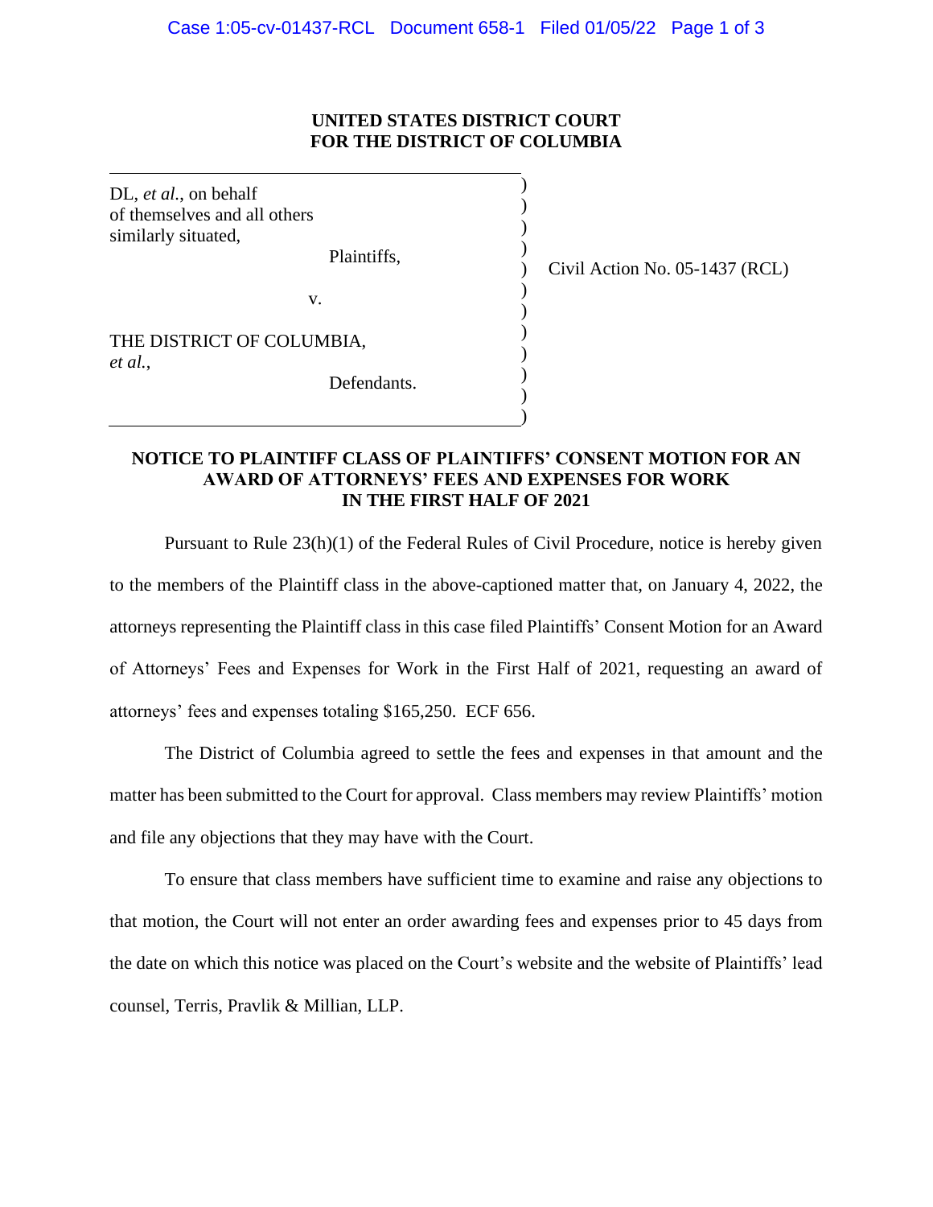**UNITED STATES DISTRICT COURT**
**FOR THE DISTRICT OF COLUMBIA**

DL, *et al.*, on behalf of themselves and all others similarly situated,

Plaintiffs,

v.

THE DISTRICT OF COLUMBIA, *et al.*,

Defendants.

Civil Action No. 05-1437 (RCL)

**NOTICE TO PLAINTIFF CLASS OF PLAINTIFFS' CONSENT MOTION FOR AN AWARD OF ATTORNEYS' FEES AND EXPENSES FOR WORK IN THE FIRST HALF OF 2021**

Pursuant to Rule 23(h)(1) of the Federal Rules of Civil Procedure, notice is hereby given to the members of the Plaintiff class in the above-captioned matter that, on January 4, 2022, the attorneys representing the Plaintiff class in this case filed Plaintiffs' Consent Motion for an Award of Attorneys' Fees and Expenses for Work in the First Half of 2021, requesting an award of attorneys' fees and expenses totaling $165,250. ECF 656.

The District of Columbia agreed to settle the fees and expenses in that amount and the matter has been submitted to the Court for approval. Class members may review Plaintiffs' motion and file any objections that they may have with the Court.

To ensure that class members have sufficient time to examine and raise any objections to that motion, the Court will not enter an order awarding fees and expenses prior to 45 days from the date on which this notice was placed on the Court's website and the website of Plaintiffs' lead counsel, Terris, Pravlik & Millian, LLP.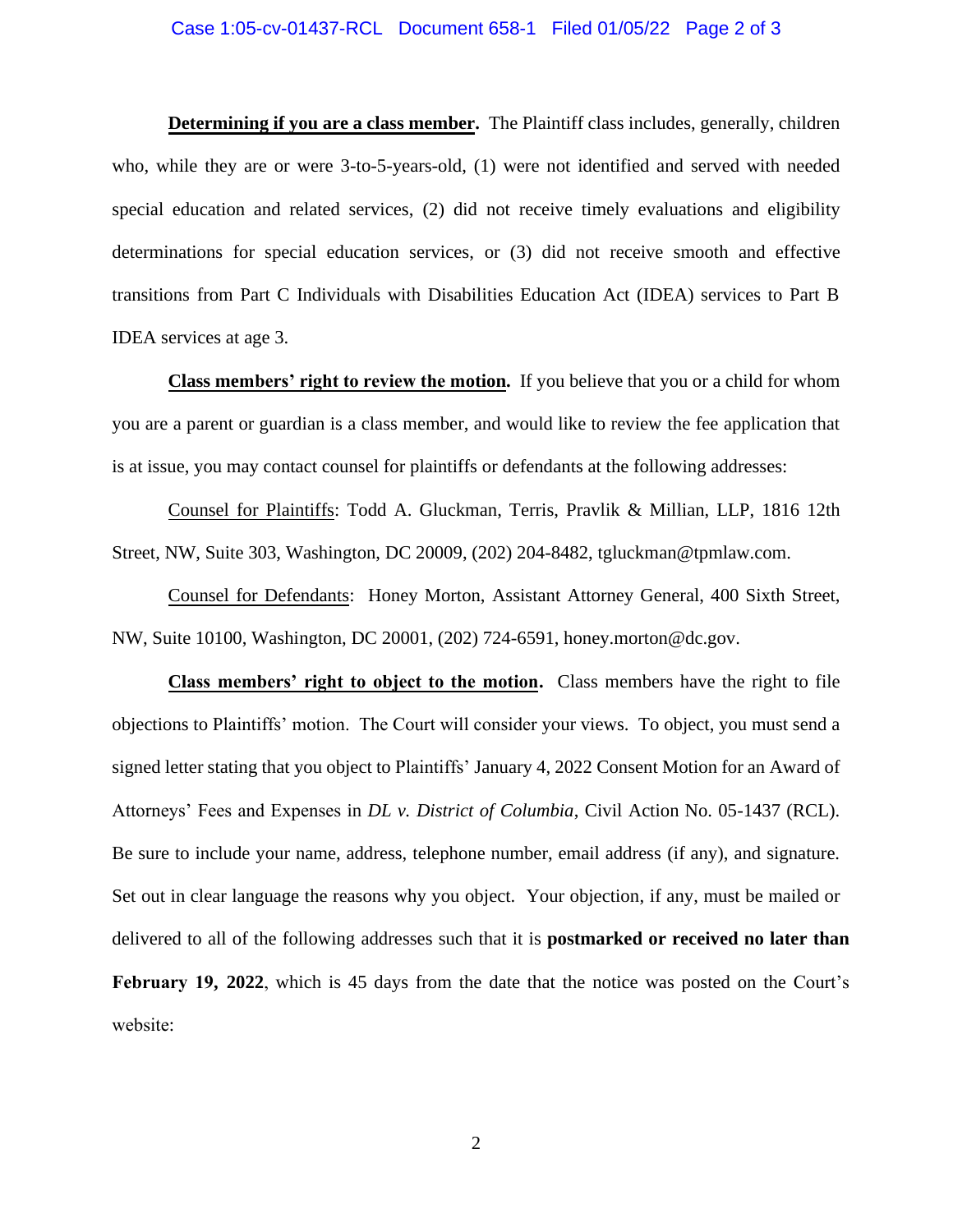**<u>Determining if you are a class member</u>.** The Plaintiff class includes, generally, children who, while they are or were 3-to-5-years-old, (1) were not identified and served with needed special education and related services, (2) did not receive timely evaluations and eligibility determinations for special education services, or (3) did not receive smooth and effective transitions from Part C Individuals with Disabilities Education Act (IDEA) services to Part B IDEA services at age 3.

**<u>Class members' right to review the motion</u>.** If you believe that you or a child for whom you are a parent or guardian is a class member, and would like to review the fee application that is at issue, you may contact counsel for plaintiffs or defendants at the following addresses:

<u>Counsel for Plaintiffs</u>: Todd A. Gluckman, Terris, Pravlik & Millian, LLP, 1816 12th Street, NW, Suite 303, Washington, DC 20009, (202) 204-8482, tgluckman@tpmlaw.com.

<u>Counsel for Defendants</u>: Honey Morton, Assistant Attorney General, 400 Sixth Street, NW, Suite 10100, Washington, DC 20001, (202) 724-6591, honey.morton@dc.gov.

**<u>Class members' right to object to the motion</u>.** Class members have the right to file objections to Plaintiffs' motion. The Court will consider your views. To object, you must send a signed letter stating that you object to Plaintiffs' January 4, 2022 Consent Motion for an Award of Attorneys' Fees and Expenses in *DL v. District of Columbia*, Civil Action No. 05-1437 (RCL). Be sure to include your name, address, telephone number, email address (if any), and signature. Set out in clear language the reasons why you object. Your objection, if any, must be mailed or delivered to all of the following addresses such that it is **postmarked or received no later than February 19, 2022**, which is 45 days from the date that the notice was posted on the Court's website: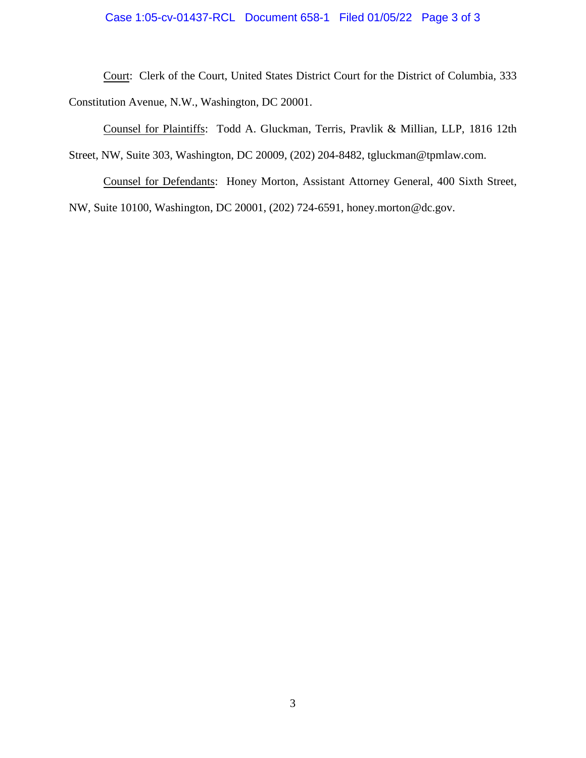Court: Clerk of the Court, United States District Court for the District of Columbia, 333 Constitution Avenue, N.W., Washington, DC 20001.

Counsel for Plaintiffs: Todd A. Gluckman, Terris, Pravlik & Millian, LLP, 1816 12th Street, NW, Suite 303, Washington, DC 20009, (202) 204-8482, tgluckman@tpmlaw.com.

Counsel for Defendants: Honey Morton, Assistant Attorney General, 400 Sixth Street, NW, Suite 10100, Washington, DC 20001, (202) 724-6591, honey.morton@dc.gov.